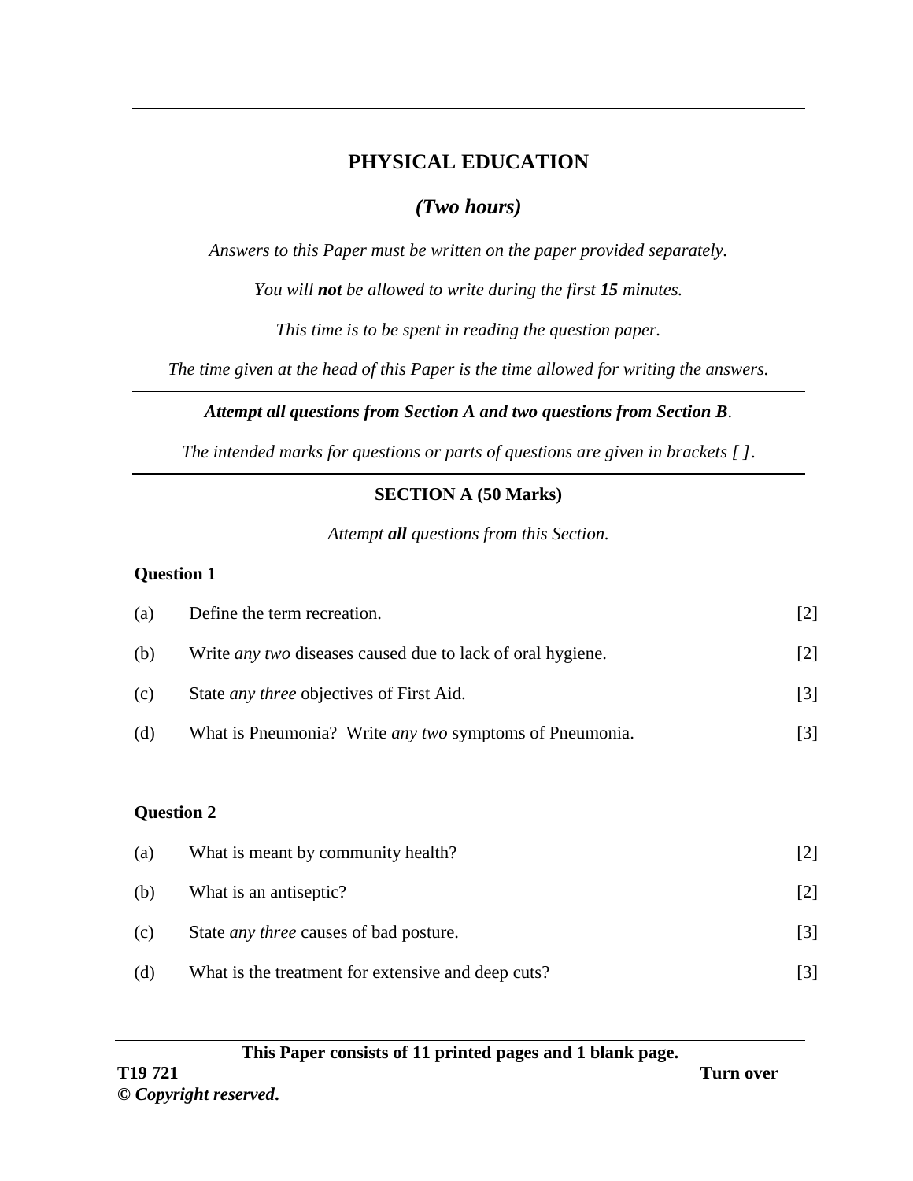# PHYSICAL EDUCATION

*(Two hours)*

*Answers to this Paper must be written on the paper provided separately.*

*You will **not** be allowed to write during the first **15** minutes.*

*This time is to be spent in reading the question paper.*

*The time given at the head of this Paper is the time allowed for writing the answers.*

---

***Attempt all questions from Section A and two questions from Section B.***

*The intended marks for questions or parts of questions are given in brackets [ ].*

---

## SECTION A (50 Marks)

*Attempt **all** questions from this Section.*

### Question 1

(a) Define the term recreation. [2]

(b) Write *any two* diseases caused due to lack of oral hygiene. [2]

(c) State *any three* objectives of First Aid. [3]

(d) What is Pneumonia? Write *any two* symptoms of Pneumonia. [3]

### Question 2

(a) What is meant by community health? [2]

(b) What is an antiseptic? [2]

(c) State *any three* causes of bad posture. [3]

(d) What is the treatment for extensive and deep cuts? [3]

---

**This Paper consists of 11 printed pages and 1 blank page.**

**T19 721** **Turn over**

**© *Copyright reserved*.**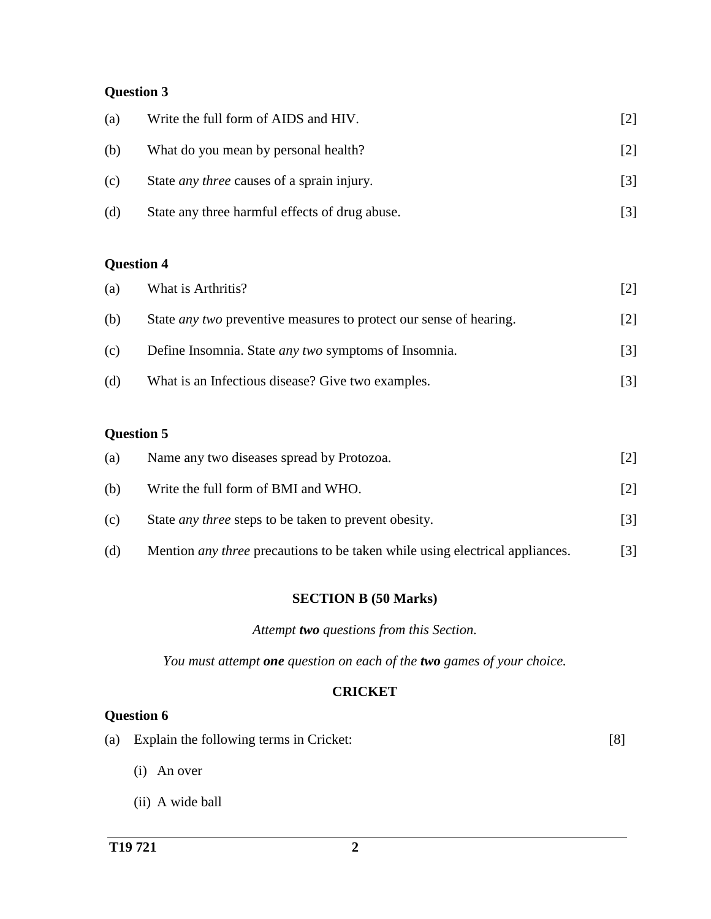**Question 3**

(a) Write the full form of AIDS and HIV. [2]

(b) What do you mean by personal health? [2]

(c) State *any three* causes of a sprain injury. [3]

(d) State any three harmful effects of drug abuse. [3]

**Question 4**

(a) What is Arthritis? [2]

(b) State *any two* preventive measures to protect our sense of hearing. [2]

(c) Define Insomnia. State *any two* symptoms of Insomnia. [3]

(d) What is an Infectious disease? Give two examples. [3]

**Question 5**

(a) Name any two diseases spread by Protozoa. [2]

(b) Write the full form of BMI and WHO. [2]

(c) State *any three* steps to be taken to prevent obesity. [3]

(d) Mention *any three* precautions to be taken while using electrical appliances. [3]

## SECTION B (50 Marks)

*Attempt **two** questions from this Section.*

*You must attempt **one** question on each of the **two** games of your choice.*

### CRICKET

**Question 6**

(a) Explain the following terms in Cricket: [8]

(i) An over

(ii) A wide ball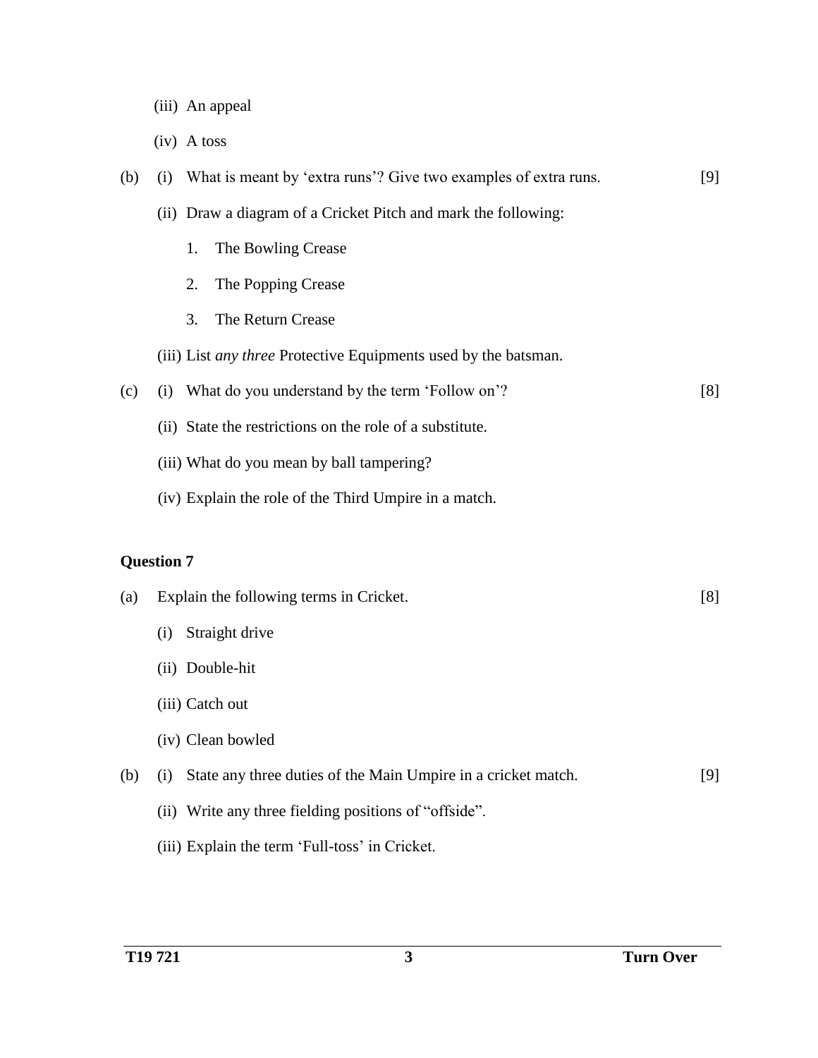(iii) An appeal

(iv) A toss

(b) (i) What is meant by 'extra runs'? Give two examples of extra runs. [9]

(ii) Draw a diagram of a Cricket Pitch and mark the following:

1. The Bowling Crease
2. The Popping Crease
3. The Return Crease

(iii) List *any three* Protective Equipments used by the batsman.

(c) (i) What do you understand by the term 'Follow on'? [8]

(ii) State the restrictions on the role of a substitute.

(iii) What do you mean by ball tampering?

(iv) Explain the role of the Third Umpire in a match.

**Question 7**

(a) Explain the following terms in Cricket. [8]

(i) Straight drive

(ii) Double-hit

(iii) Catch out

(iv) Clean bowled

(b) (i) State any three duties of the Main Umpire in a cricket match. [9]

(ii) Write any three fielding positions of "offside".

(iii) Explain the term 'Full-toss' in Cricket.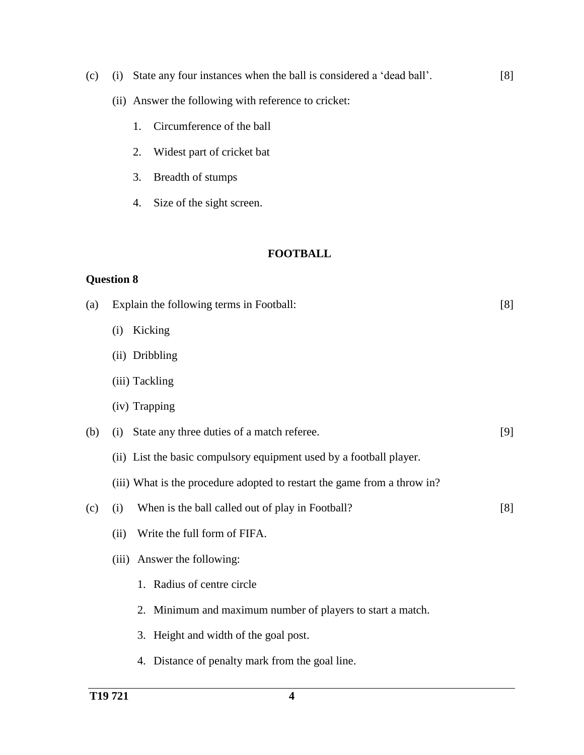(c) (i) State any four instances when the ball is considered a 'dead ball'. [8]

(ii) Answer the following with reference to cricket:

1. Circumference of the ball
2. Widest part of cricket bat
3. Breadth of stumps
4. Size of the sight screen.

## FOOTBALL

### Question 8

(a) Explain the following terms in Football: [8]

(i) Kicking

(ii) Dribbling

(iii) Tackling

(iv) Trapping

(b) (i) State any three duties of a match referee. [9]

(ii) List the basic compulsory equipment used by a football player.

(iii) What is the procedure adopted to restart the game from a throw in?

(c) (i) When is the ball called out of play in Football? [8]

(ii) Write the full form of FIFA.

(iii) Answer the following:

1. Radius of centre circle
2. Minimum and maximum number of players to start a match.
3. Height and width of the goal post.
4. Distance of penalty mark from the goal line.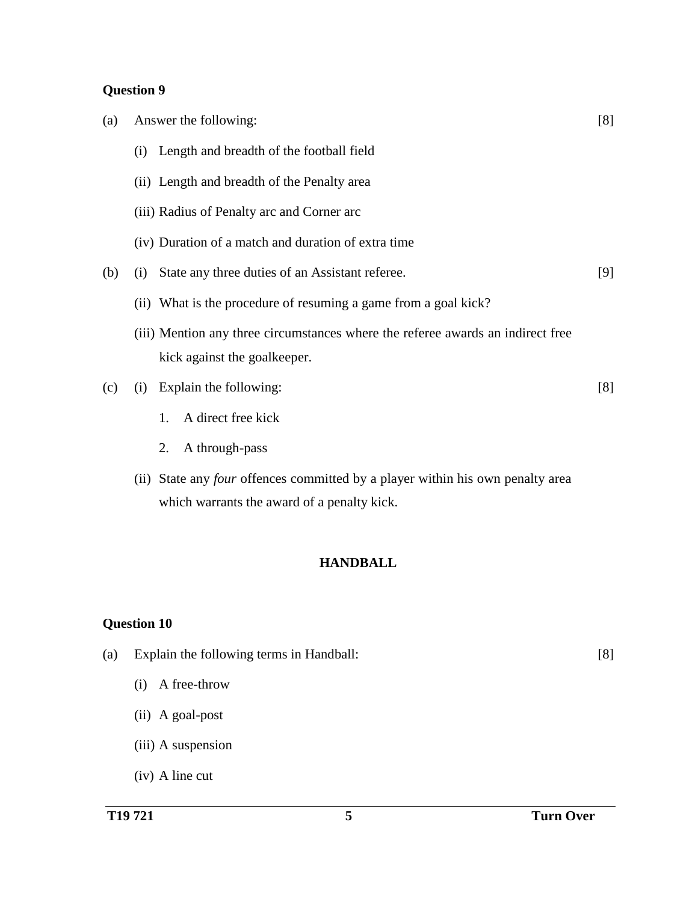**Question 9**

(a) Answer the following: [8]

(i) Length and breadth of the football field

(ii) Length and breadth of the Penalty area

(iii) Radius of Penalty arc and Corner arc

(iv) Duration of a match and duration of extra time

(b) (i) State any three duties of an Assistant referee. [9]

(ii) What is the procedure of resuming a game from a goal kick?

(iii) Mention any three circumstances where the referee awards an indirect free kick against the goalkeeper.

(c) (i) Explain the following: [8]

1. A direct free kick

2. A through-pass

(ii) State any *four* offences committed by a player within his own penalty area which warrants the award of a penalty kick.

## HANDBALL

**Question 10**

(a) Explain the following terms in Handball: [8]

(i) A free-throw

(ii) A goal-post

(iii) A suspension

(iv) A line cut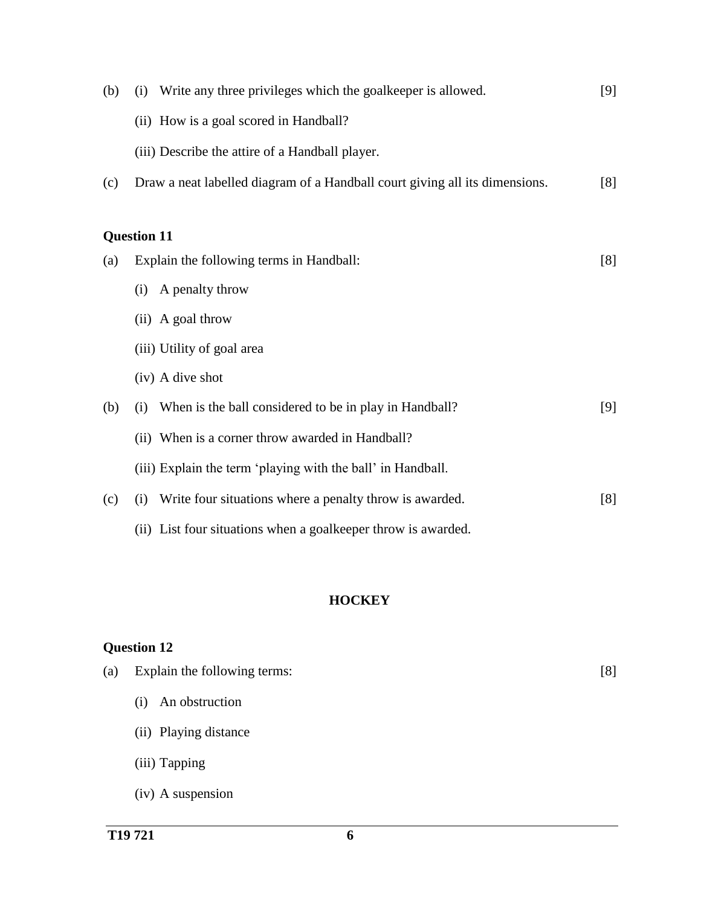(b) (i) Write any three privileges which the goalkeeper is allowed. [9]

(ii) How is a goal scored in Handball?

(iii) Describe the attire of a Handball player.

(c) Draw a neat labelled diagram of a Handball court giving all its dimensions. [8]

**Question 11**

(a) Explain the following terms in Handball: [8]

(i) A penalty throw

(ii) A goal throw

(iii) Utility of goal area

(iv) A dive shot

(b) (i) When is the ball considered to be in play in Handball? [9]

(ii) When is a corner throw awarded in Handball?

(iii) Explain the term 'playing with the ball' in Handball.

(c) (i) Write four situations where a penalty throw is awarded. [8]

(ii) List four situations when a goalkeeper throw is awarded.

## HOCKEY

**Question 12**

(a) Explain the following terms: [8]

(i) An obstruction

(ii) Playing distance

(iii) Tapping

(iv) A suspension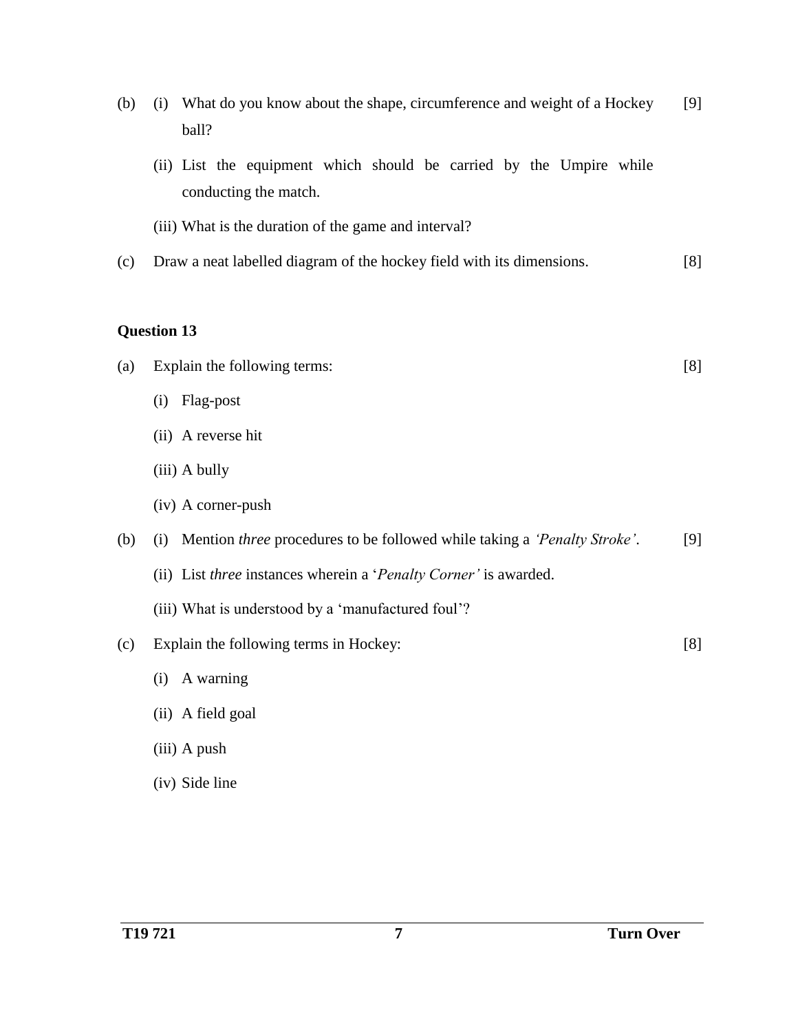(b) (i) What do you know about the shape, circumference and weight of a Hockey ball? [9]

(ii) List the equipment which should be carried by the Umpire while conducting the match.

(iii) What is the duration of the game and interval?

(c) Draw a neat labelled diagram of the hockey field with its dimensions. [8]

**Question 13**

(a) Explain the following terms: [8]

(i) Flag-post

(ii) A reverse hit

(iii) A bully

(iv) A corner-push

(b) (i) Mention *three* procedures to be followed while taking a *'Penalty Stroke'*. [9]

(ii) List *three* instances wherein a '*Penalty Corner'* is awarded.

(iii) What is understood by a 'manufactured foul'?

(c) Explain the following terms in Hockey: [8]

(i) A warning

(ii) A field goal

(iii) A push

(iv) Side line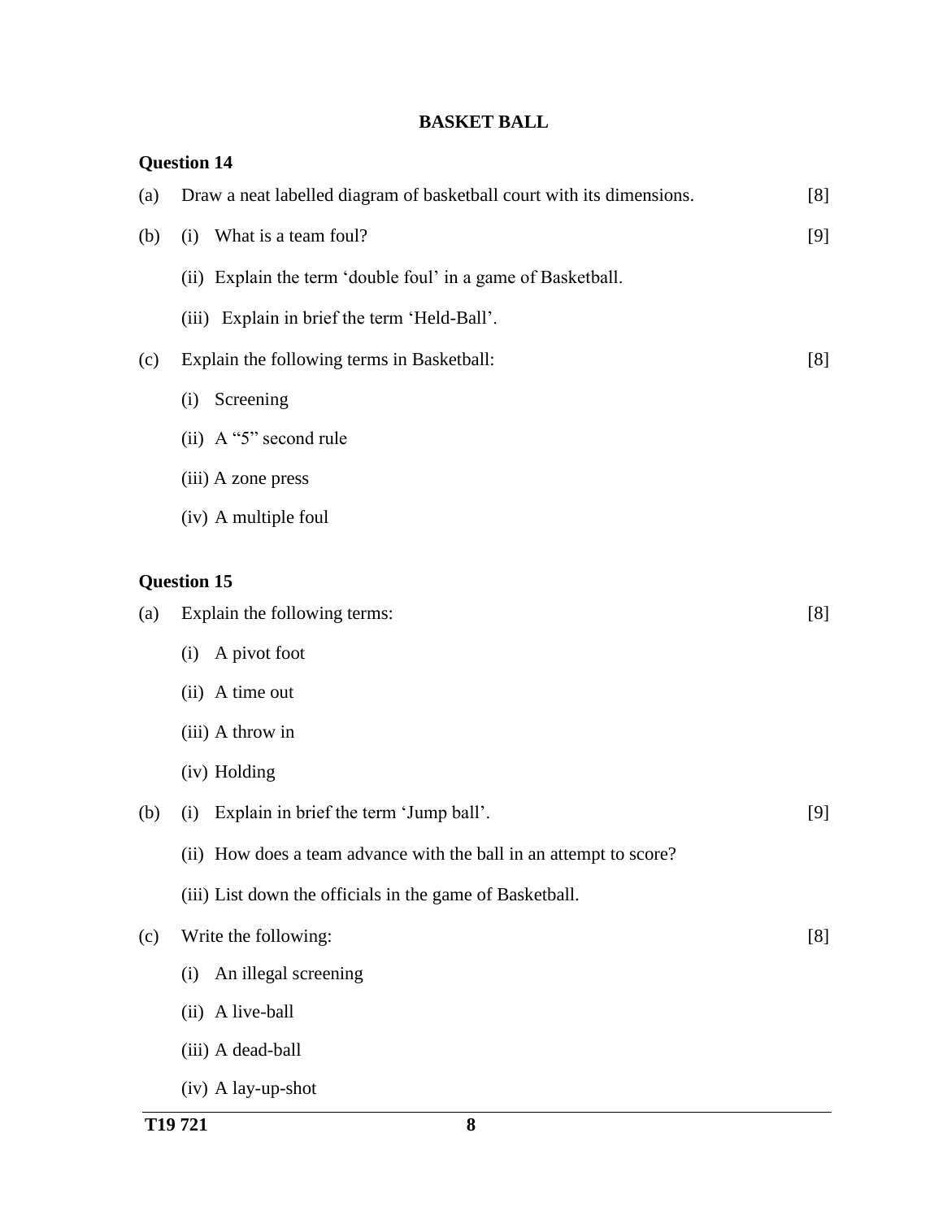## BASKET BALL

**Question 14**

(a) Draw a neat labelled diagram of basketball court with its dimensions. [8]

(b) (i) What is a team foul? [9]

(ii) Explain the term ‘double foul’ in a game of Basketball.

(iii) Explain in brief the term ‘Held-Ball’.

(c) Explain the following terms in Basketball: [8]

(i) Screening

(ii) A “5” second rule

(iii) A zone press

(iv) A multiple foul

**Question 15**

(a) Explain the following terms: [8]

(i) A pivot foot

(ii) A time out

(iii) A throw in

(iv) Holding

(b) (i) Explain in brief the term ‘Jump ball’. [9]

(ii) How does a team advance with the ball in an attempt to score?

(iii) List down the officials in the game of Basketball.

(c) Write the following: [8]

(i) An illegal screening

(ii) A live-ball

(iii) A dead-ball

(iv) A lay-up-shot

**T19 721**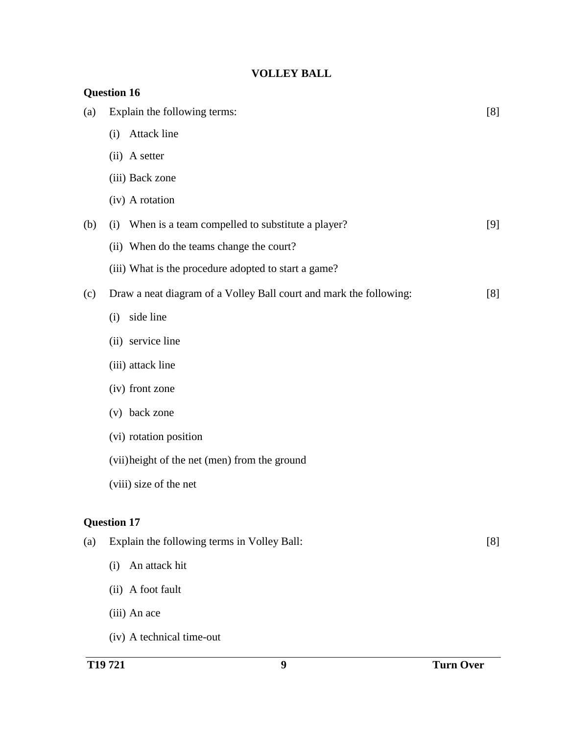## VOLLEY BALL

**Question 16**

(a) Explain the following terms: [8]

(i) Attack line

(ii) A setter

(iii) Back zone

(iv) A rotation

(b) (i) When is a team compelled to substitute a player? [9]

(ii) When do the teams change the court?

(iii) What is the procedure adopted to start a game?

(c) Draw a neat diagram of a Volley Ball court and mark the following: [8]

(i) side line

(ii) service line

(iii) attack line

(iv) front zone

(v) back zone

(vi) rotation position

(vii) height of the net (men) from the ground

(viii) size of the net

**Question 17**

(a) Explain the following terms in Volley Ball: [8]

(i) An attack hit

(ii) A foot fault

(iii) An ace

(iv) A technical time-out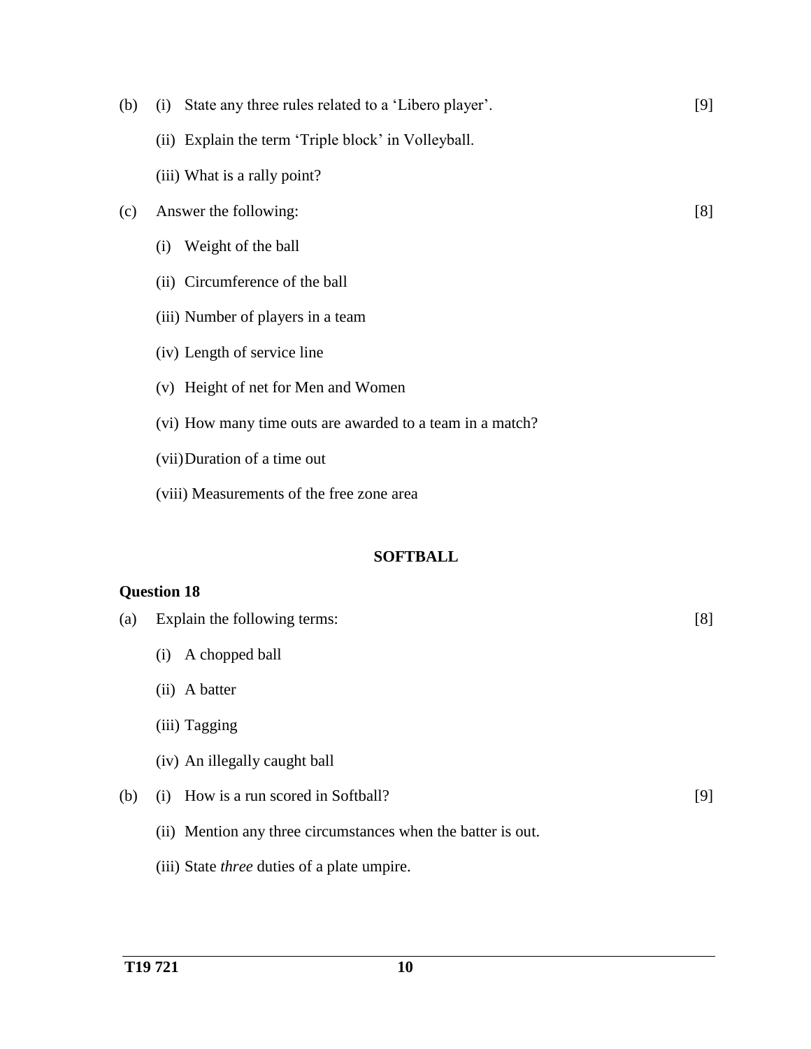(b) (i) State any three rules related to a 'Libero player'. [9]

(ii) Explain the term 'Triple block' in Volleyball.

(iii) What is a rally point?

(c) Answer the following: [8]

(i) Weight of the ball

(ii) Circumference of the ball

(iii) Number of players in a team

(iv) Length of service line

(v) Height of net for Men and Women

(vi) How many time outs are awarded to a team in a match?

(vii) Duration of a time out

(viii) Measurements of the free zone area

## SOFTBALL

### Question 18

(a) Explain the following terms: [8]

(i) A chopped ball

(ii) A batter

(iii) Tagging

(iv) An illegally caught ball

(b) (i) How is a run scored in Softball? [9]

(ii) Mention any three circumstances when the batter is out.

(iii) State *three* duties of a plate umpire.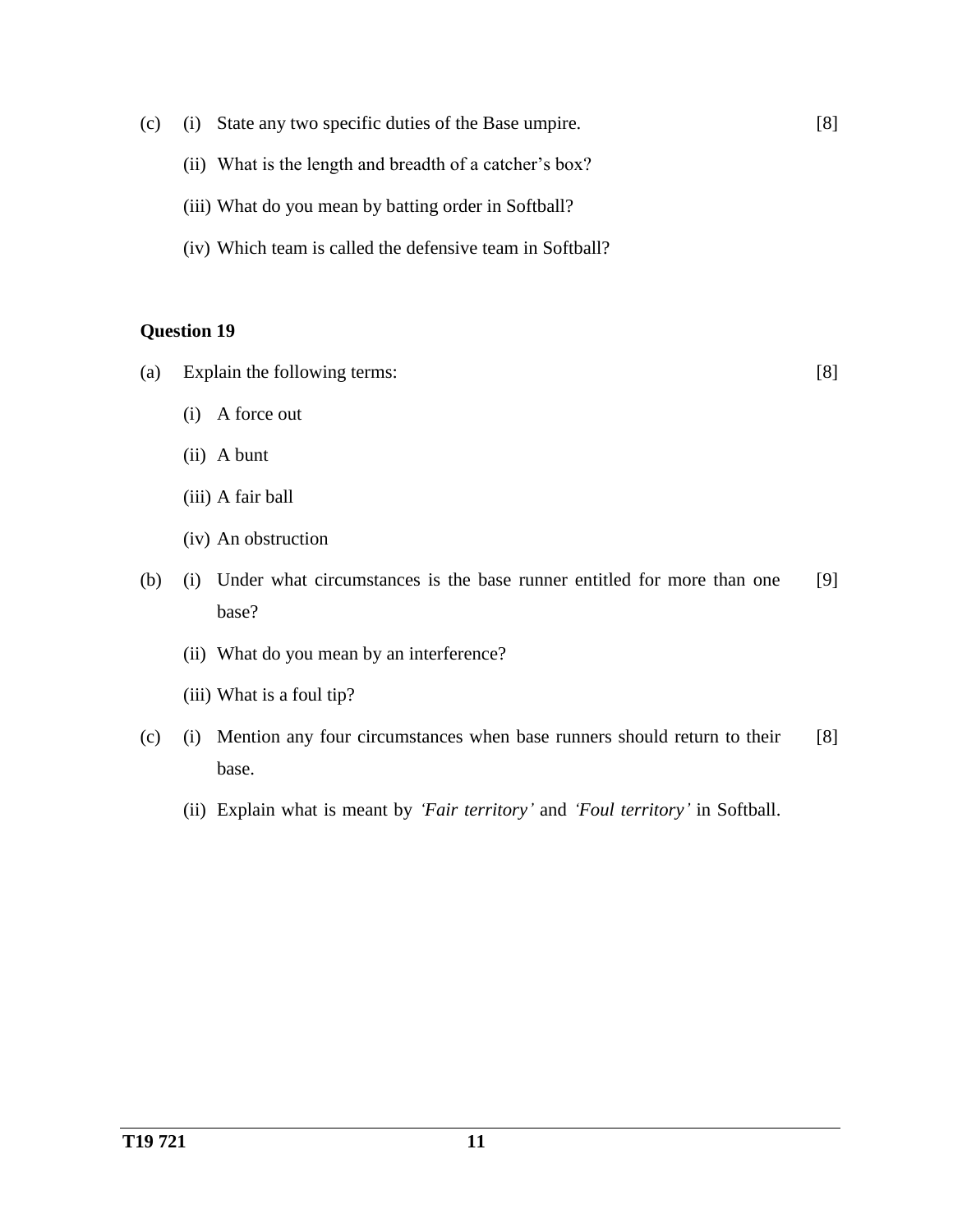(c) (i) State any two specific duties of the Base umpire. [8]

(ii) What is the length and breadth of a catcher's box?

(iii) What do you mean by batting order in Softball?

(iv) Which team is called the defensive team in Softball?

**Question 19**

(a) Explain the following terms: [8]

(i) A force out

(ii) A bunt

(iii) A fair ball

(iv) An obstruction

(b) (i) Under what circumstances is the base runner entitled for more than one base? [9]

(ii) What do you mean by an interference?

(iii) What is a foul tip?

(c) (i) Mention any four circumstances when base runners should return to their base. [8]

(ii) Explain what is meant by *'Fair territory'* and *'Foul territory'* in Softball.